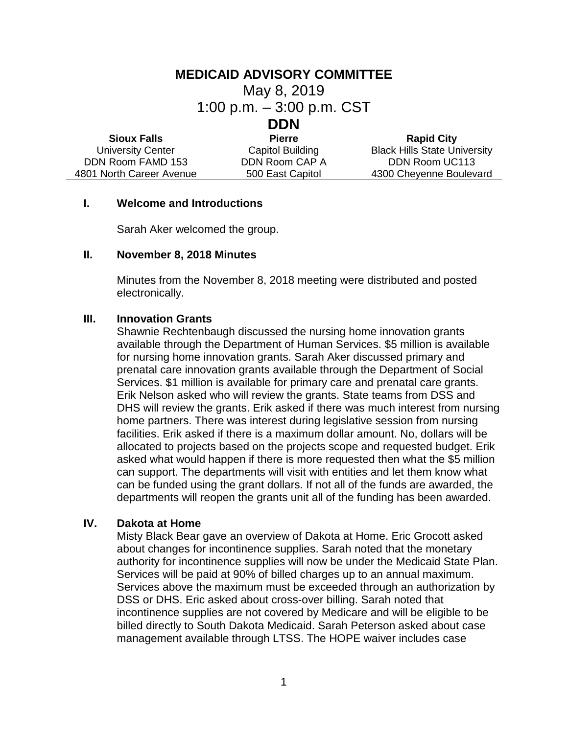# MEDICAID ADVISORY COMMITTEE

May 8, 2019

1:00 p.m. – 3:00 p.m. CST

## DDN

| Sioux Falls | Pierre | Rapid City |
| --- | --- | --- |
| University Center | Capitol Building | Black Hills State University |
| DDN Room FAMD 153 | DDN Room CAP A | DDN Room UC113 |
| 4801 North Career Avenue | 500 East Capitol | 4300 Cheyenne Boulevard |

### I. Welcome and Introductions

Sarah Aker welcomed the group.

### II. November 8, 2018 Minutes

Minutes from the November 8, 2018 meeting were distributed and posted electronically.

### III. Innovation Grants

Shawnie Rechtenbaugh discussed the nursing home innovation grants available through the Department of Human Services. $5 million is available for nursing home innovation grants. Sarah Aker discussed primary and prenatal care innovation grants available through the Department of Social Services. $1 million is available for primary care and prenatal care grants. Erik Nelson asked who will review the grants. State teams from DSS and DHS will review the grants. Erik asked if there was much interest from nursing home partners. There was interest during legislative session from nursing facilities. Erik asked if there is a maximum dollar amount. No, dollars will be allocated to projects based on the projects scope and requested budget. Erik asked what would happen if there is more requested then what the $5 million can support. The departments will visit with entities and let them know what can be funded using the grant dollars. If not all of the funds are awarded, the departments will reopen the grants unit all of the funding has been awarded.

### IV. Dakota at Home

Misty Black Bear gave an overview of Dakota at Home. Eric Grocott asked about changes for incontinence supplies. Sarah noted that the monetary authority for incontinence supplies will now be under the Medicaid State Plan. Services will be paid at 90% of billed charges up to an annual maximum. Services above the maximum must be exceeded through an authorization by DSS or DHS. Eric asked about cross-over billing. Sarah noted that incontinence supplies are not covered by Medicare and will be eligible to be billed directly to South Dakota Medicaid. Sarah Peterson asked about case management available through LTSS. The HOPE waiver includes case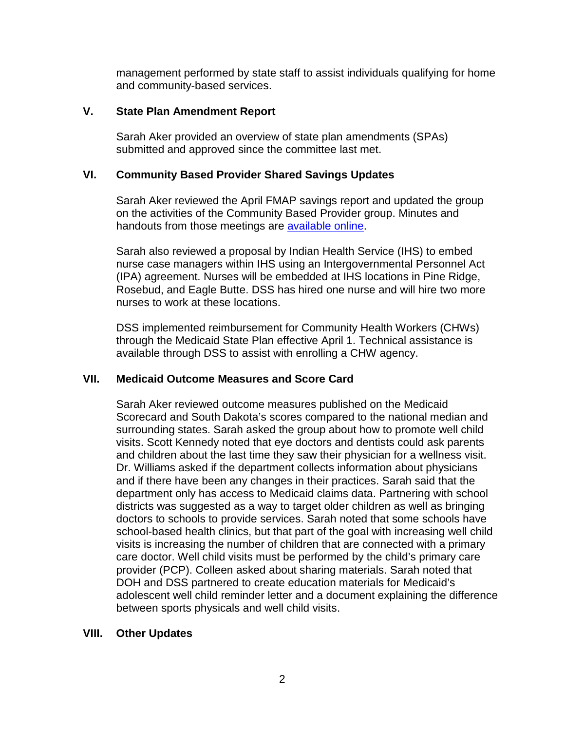management performed by state staff to assist individuals qualifying for home and community-based services.

## V. State Plan Amendment Report

Sarah Aker provided an overview of state plan amendments (SPAs) submitted and approved since the committee last met.

## VI. Community Based Provider Shared Savings Updates

Sarah Aker reviewed the April FMAP savings report and updated the group on the activities of the Community Based Provider group. Minutes and handouts from those meetings are available online.

Sarah also reviewed a proposal by Indian Health Service (IHS) to embed nurse case managers within IHS using an Intergovernmental Personnel Act (IPA) agreement. Nurses will be embedded at IHS locations in Pine Ridge, Rosebud, and Eagle Butte. DSS has hired one nurse and will hire two more nurses to work at these locations.

DSS implemented reimbursement for Community Health Workers (CHWs) through the Medicaid State Plan effective April 1. Technical assistance is available through DSS to assist with enrolling a CHW agency.

## VII. Medicaid Outcome Measures and Score Card

Sarah Aker reviewed outcome measures published on the Medicaid Scorecard and South Dakota's scores compared to the national median and surrounding states. Sarah asked the group about how to promote well child visits. Scott Kennedy noted that eye doctors and dentists could ask parents and children about the last time they saw their physician for a wellness visit. Dr. Williams asked if the department collects information about physicians and if there have been any changes in their practices. Sarah said that the department only has access to Medicaid claims data. Partnering with school districts was suggested as a way to target older children as well as bringing doctors to schools to provide services. Sarah noted that some schools have school-based health clinics, but that part of the goal with increasing well child visits is increasing the number of children that are connected with a primary care doctor. Well child visits must be performed by the child's primary care provider (PCP). Colleen asked about sharing materials. Sarah noted that DOH and DSS partnered to create education materials for Medicaid's adolescent well child reminder letter and a document explaining the difference between sports physicals and well child visits.

## VIII. Other Updates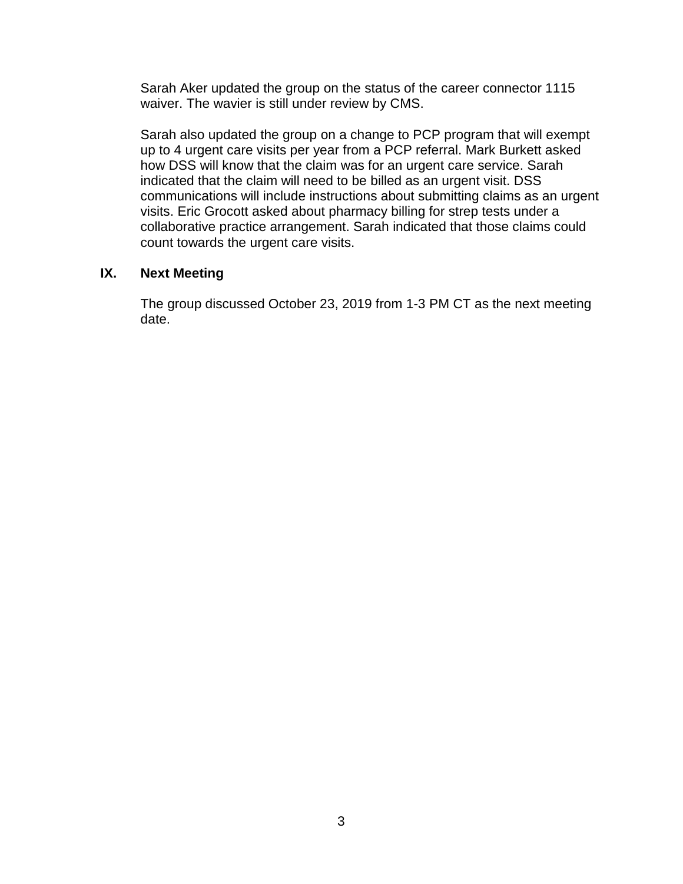Sarah Aker updated the group on the status of the career connector 1115 waiver. The wavier is still under review by CMS.

Sarah also updated the group on a change to PCP program that will exempt up to 4 urgent care visits per year from a PCP referral. Mark Burkett asked how DSS will know that the claim was for an urgent care service. Sarah indicated that the claim will need to be billed as an urgent visit. DSS communications will include instructions about submitting claims as an urgent visits. Eric Grocott asked about pharmacy billing for strep tests under a collaborative practice arrangement. Sarah indicated that those claims could count towards the urgent care visits.

## IX. Next Meeting

The group discussed October 23, 2019 from 1-3 PM CT as the next meeting date.